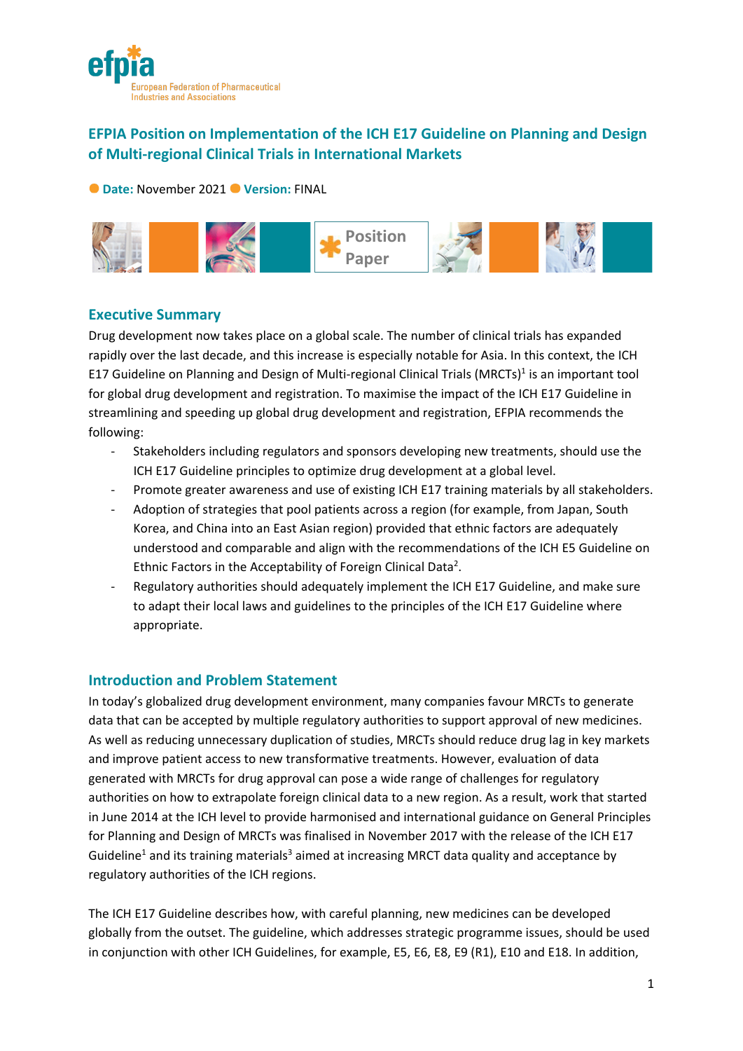# EFPIA Position on Implementation of the ICH E17 Guideline on Planning and Design of Multi-regional Clinical Trials in International Markets

**Date:** November 2021 **Version:** FINAL

Position Paper

## Executive Summary

Drug development now takes place on a global scale. The number of clinical trials has expanded rapidly over the last decade, and this increase is especially notable for Asia. In this context, the ICH E17 Guideline on Planning and Design of Multi-regional Clinical Trials (MRCTs)[1] is an important tool for global drug development and registration. To maximise the impact of the ICH E17 Guideline in streamlining and speeding up global drug development and registration, EFPIA recommends the following:

- Stakeholders including regulators and sponsors developing new treatments, should use the ICH E17 Guideline principles to optimize drug development at a global level.
- Promote greater awareness and use of existing ICH E17 training materials by all stakeholders.
- Adoption of strategies that pool patients across a region (for example, from Japan, South Korea, and China into an East Asian region) provided that ethnic factors are adequately understood and comparable and align with the recommendations of the ICH E5 Guideline on Ethnic Factors in the Acceptability of Foreign Clinical Data[2].
- Regulatory authorities should adequately implement the ICH E17 Guideline, and make sure to adapt their local laws and guidelines to the principles of the ICH E17 Guideline where appropriate.

## Introduction and Problem Statement

In today's globalized drug development environment, many companies favour MRCTs to generate data that can be accepted by multiple regulatory authorities to support approval of new medicines. As well as reducing unnecessary duplication of studies, MRCTs should reduce drug lag in key markets and improve patient access to new transformative treatments. However, evaluation of data generated with MRCTs for drug approval can pose a wide range of challenges for regulatory authorities on how to extrapolate foreign clinical data to a new region. As a result, work that started in June 2014 at the ICH level to provide harmonised and international guidance on General Principles for Planning and Design of MRCTs was finalised in November 2017 with the release of the ICH E17 Guideline[1] and its training materials[3] aimed at increasing MRCT data quality and acceptance by regulatory authorities of the ICH regions.

The ICH E17 Guideline describes how, with careful planning, new medicines can be developed globally from the outset. The guideline, which addresses strategic programme issues, should be used in conjunction with other ICH Guidelines, for example, E5, E6, E8, E9 (R1), E10 and E18. In addition,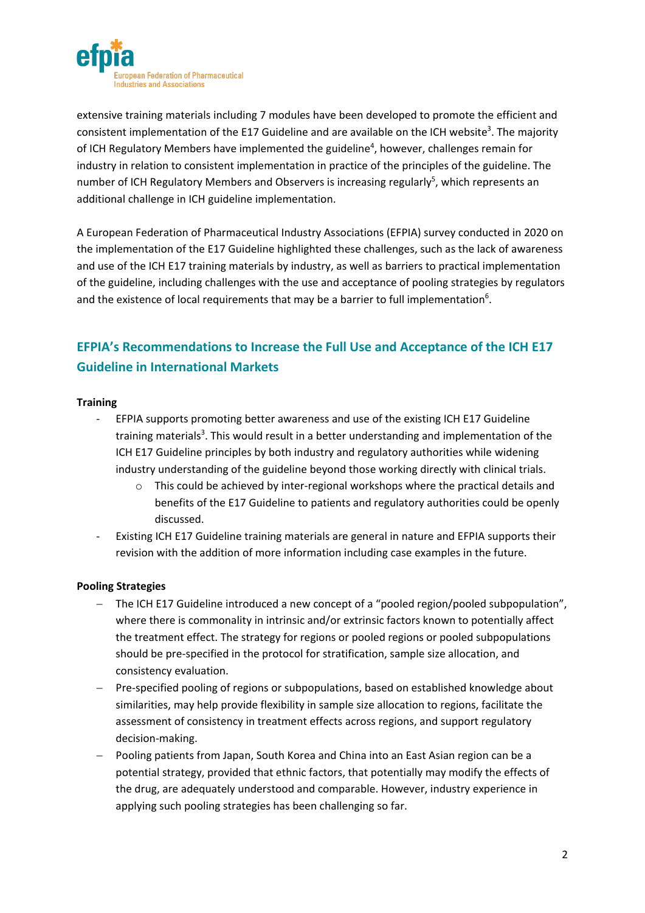extensive training materials including 7 modules have been developed to promote the efficient and consistent implementation of the E17 Guideline and are available on the ICH website[3]. The majority of ICH Regulatory Members have implemented the guideline[4], however, challenges remain for industry in relation to consistent implementation in practice of the principles of the guideline. The number of ICH Regulatory Members and Observers is increasing regularly[5], which represents an additional challenge in ICH guideline implementation.

A European Federation of Pharmaceutical Industry Associations (EFPIA) survey conducted in 2020 on the implementation of the E17 Guideline highlighted these challenges, such as the lack of awareness and use of the ICH E17 training materials by industry, as well as barriers to practical implementation of the guideline, including challenges with the use and acceptance of pooling strategies by regulators and the existence of local requirements that may be a barrier to full implementation[6].

## EFPIA's Recommendations to Increase the Full Use and Acceptance of the ICH E17 Guideline in International Markets

**Training**

- EFPIA supports promoting better awareness and use of the existing ICH E17 Guideline training materials[3]. This would result in a better understanding and implementation of the ICH E17 Guideline principles by both industry and regulatory authorities while widening industry understanding of the guideline beyond those working directly with clinical trials.
  - This could be achieved by inter-regional workshops where the practical details and benefits of the E17 Guideline to patients and regulatory authorities could be openly discussed.
- Existing ICH E17 Guideline training materials are general in nature and EFPIA supports their revision with the addition of more information including case examples in the future.

**Pooling Strategies**

- The ICH E17 Guideline introduced a new concept of a "pooled region/pooled subpopulation", where there is commonality in intrinsic and/or extrinsic factors known to potentially affect the treatment effect. The strategy for regions or pooled regions or pooled subpopulations should be pre-specified in the protocol for stratification, sample size allocation, and consistency evaluation.
- Pre-specified pooling of regions or subpopulations, based on established knowledge about similarities, may help provide flexibility in sample size allocation to regions, facilitate the assessment of consistency in treatment effects across regions, and support regulatory decision-making.
- Pooling patients from Japan, South Korea and China into an East Asian region can be a potential strategy, provided that ethnic factors, that potentially may modify the effects of the drug, are adequately understood and comparable. However, industry experience in applying such pooling strategies has been challenging so far.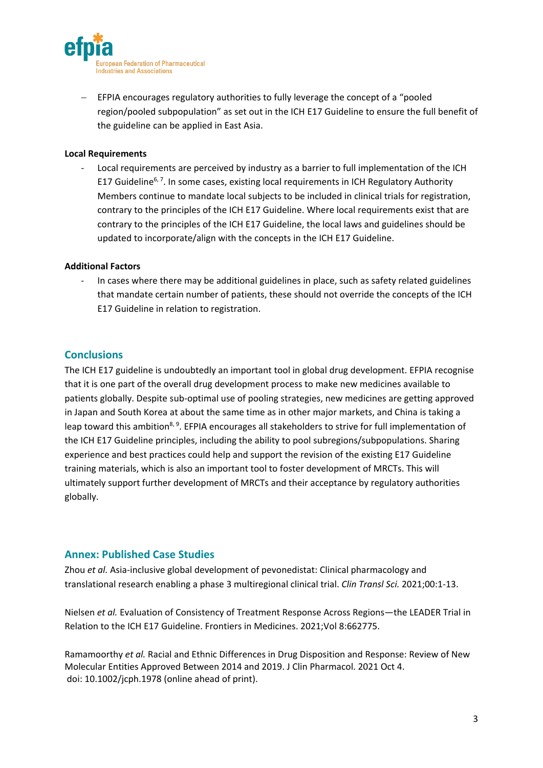- EFPIA encourages regulatory authorities to fully leverage the concept of a "pooled region/pooled subpopulation" as set out in the ICH E17 Guideline to ensure the full benefit of the guideline can be applied in East Asia.

**Local Requirements**

- Local requirements are perceived by industry as a barrier to full implementation of the ICH E17 Guideline[6, 7]. In some cases, existing local requirements in ICH Regulatory Authority Members continue to mandate local subjects to be included in clinical trials for registration, contrary to the principles of the ICH E17 Guideline. Where local requirements exist that are contrary to the principles of the ICH E17 Guideline, the local laws and guidelines should be updated to incorporate/align with the concepts in the ICH E17 Guideline.

**Additional Factors**

- In cases where there may be additional guidelines in place, such as safety related guidelines that mandate certain number of patients, these should not override the concepts of the ICH E17 Guideline in relation to registration.

## Conclusions

The ICH E17 guideline is undoubtedly an important tool in global drug development. EFPIA recognise that it is one part of the overall drug development process to make new medicines available to patients globally. Despite sub-optimal use of pooling strategies, new medicines are getting approved in Japan and South Korea at about the same time as in other major markets, and China is taking a leap toward this ambition[8, 9]. EFPIA encourages all stakeholders to strive for full implementation of the ICH E17 Guideline principles, including the ability to pool subregions/subpopulations. Sharing experience and best practices could help and support the revision of the existing E17 Guideline training materials, which is also an important tool to foster development of MRCTs. This will ultimately support further development of MRCTs and their acceptance by regulatory authorities globally.

## Annex: Published Case Studies

Zhou *et al.* Asia-inclusive global development of pevonedistat: Clinical pharmacology and translational research enabling a phase 3 multiregional clinical trial. *Clin Transl Sci.* 2021;00:1-13.

Nielsen *et al.* Evaluation of Consistency of Treatment Response Across Regions—the LEADER Trial in Relation to the ICH E17 Guideline. Frontiers in Medicines. 2021;Vol 8:662775.

Ramamoorthy *et al.* Racial and Ethnic Differences in Drug Disposition and Response: Review of New Molecular Entities Approved Between 2014 and 2019. J Clin Pharmacol. 2021 Oct 4. doi: 10.1002/jcph.1978 (online ahead of print).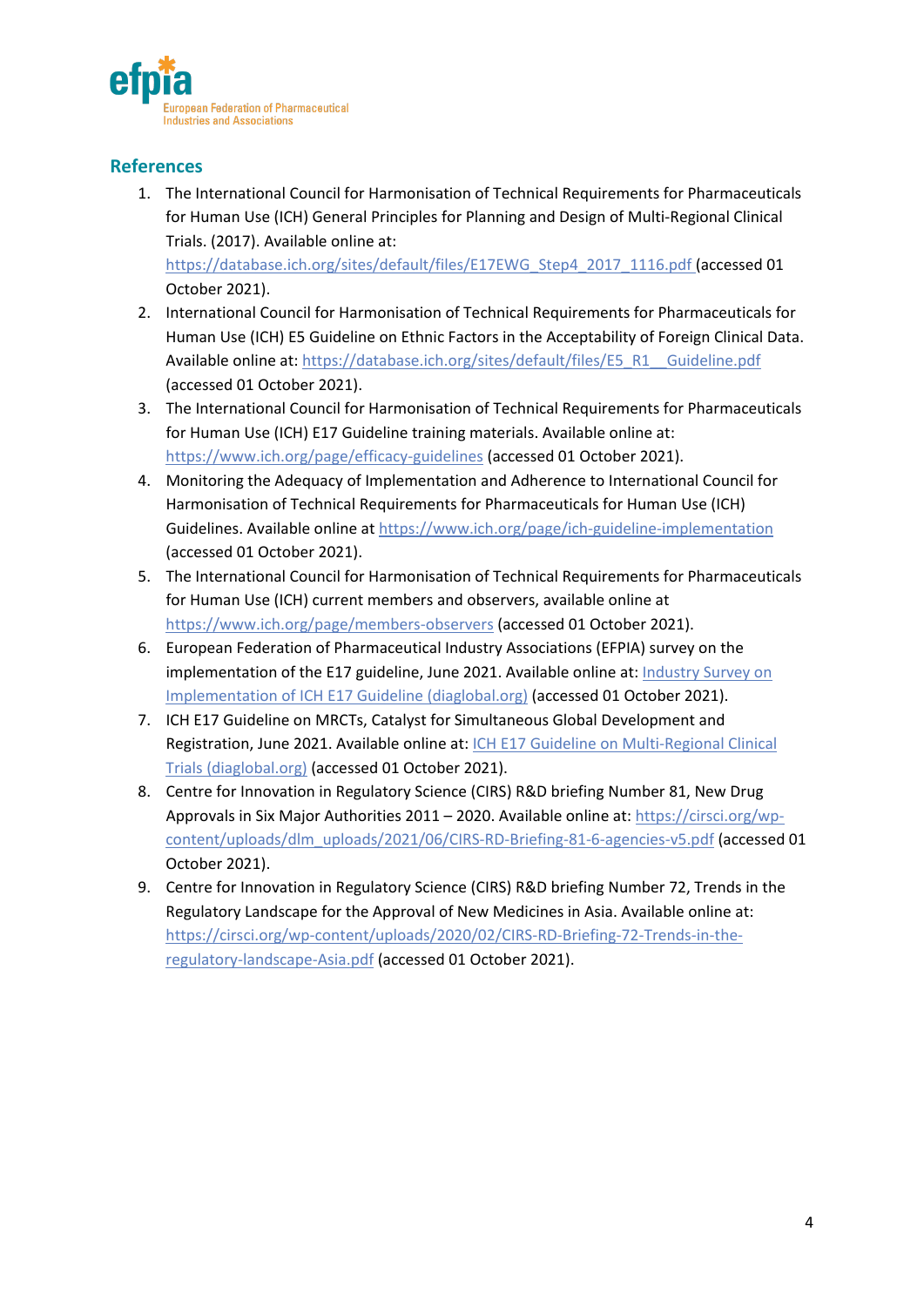## References

1. The International Council for Harmonisation of Technical Requirements for Pharmaceuticals for Human Use (ICH) General Principles for Planning and Design of Multi-Regional Clinical Trials. (2017). Available online at: https://database.ich.org/sites/default/files/E17EWG_Step4_2017_1116.pdf (accessed 01 October 2021).
2. International Council for Harmonisation of Technical Requirements for Pharmaceuticals for Human Use (ICH) E5 Guideline on Ethnic Factors in the Acceptability of Foreign Clinical Data. Available online at: https://database.ich.org/sites/default/files/E5_R1__Guideline.pdf (accessed 01 October 2021).
3. The International Council for Harmonisation of Technical Requirements for Pharmaceuticals for Human Use (ICH) E17 Guideline training materials. Available online at: https://www.ich.org/page/efficacy-guidelines (accessed 01 October 2021).
4. Monitoring the Adequacy of Implementation and Adherence to International Council for Harmonisation of Technical Requirements for Pharmaceuticals for Human Use (ICH) Guidelines. Available online at https://www.ich.org/page/ich-guideline-implementation (accessed 01 October 2021).
5. The International Council for Harmonisation of Technical Requirements for Pharmaceuticals for Human Use (ICH) current members and observers, available online at https://www.ich.org/page/members-observers (accessed 01 October 2021).
6. European Federation of Pharmaceutical Industry Associations (EFPIA) survey on the implementation of the E17 guideline, June 2021. Available online at: Industry Survey on Implementation of ICH E17 Guideline (diaglobal.org) (accessed 01 October 2021).
7. ICH E17 Guideline on MRCTs, Catalyst for Simultaneous Global Development and Registration, June 2021. Available online at: ICH E17 Guideline on Multi-Regional Clinical Trials (diaglobal.org) (accessed 01 October 2021).
8. Centre for Innovation in Regulatory Science (CIRS) R&D briefing Number 81, New Drug Approvals in Six Major Authorities 2011 – 2020. Available online at: https://cirsci.org/wp-content/uploads/dlm_uploads/2021/06/CIRS-RD-Briefing-81-6-agencies-v5.pdf (accessed 01 October 2021).
9. Centre for Innovation in Regulatory Science (CIRS) R&D briefing Number 72, Trends in the Regulatory Landscape for the Approval of New Medicines in Asia. Available online at: https://cirsci.org/wp-content/uploads/2020/02/CIRS-RD-Briefing-72-Trends-in-the-regulatory-landscape-Asia.pdf (accessed 01 October 2021).